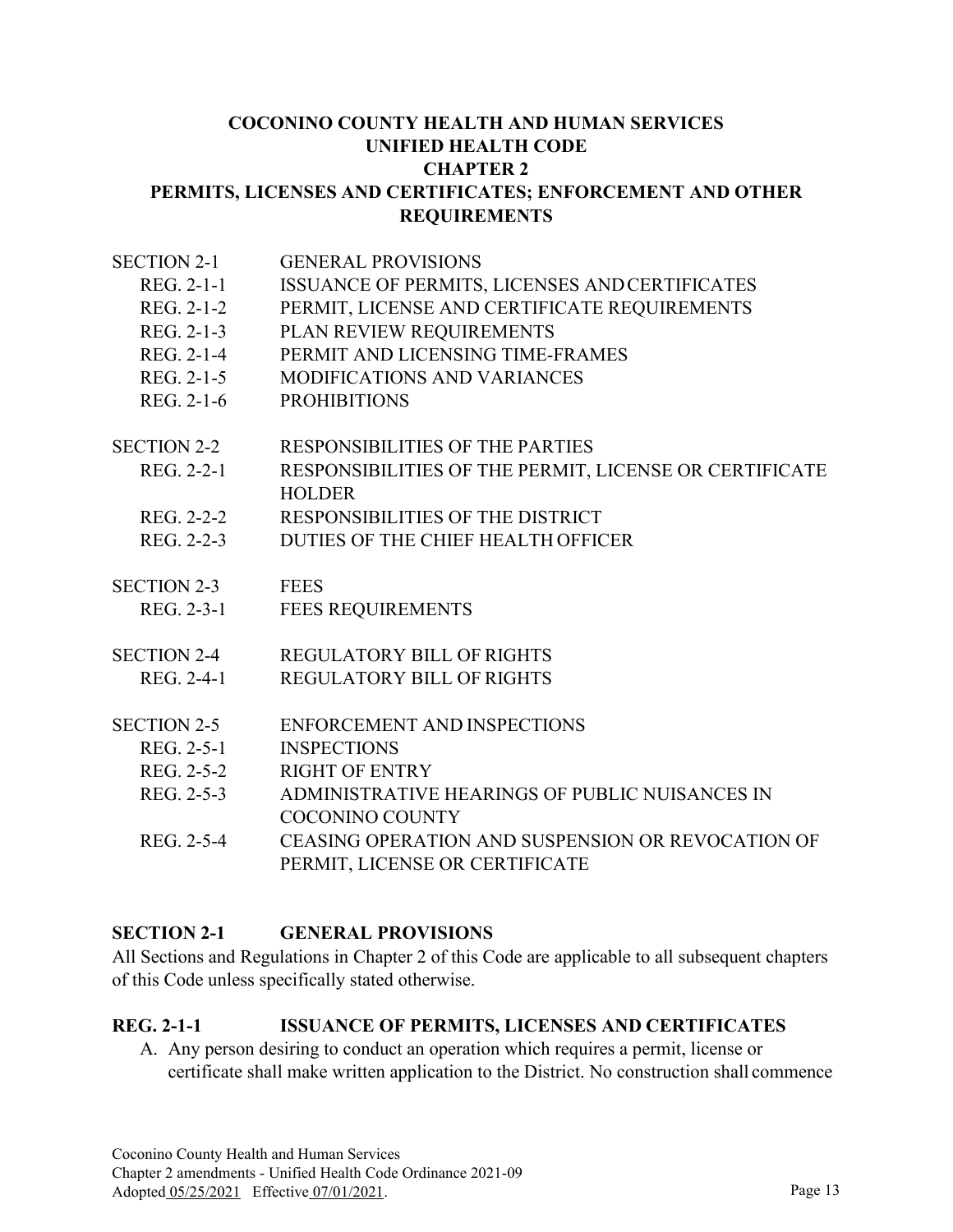# COCONINO COUNTY HEALTH AND HUMAN SERVICES
# UNIFIED HEALTH CODE
# CHAPTER 2
# PERMITS, LICENSES AND CERTIFICATES; ENFORCEMENT AND OTHER REQUIREMENTS

| | |
|---|---|
| SECTION 2-1 | GENERAL PROVISIONS |
| REG. 2-1-1 | ISSUANCE OF PERMITS, LICENSES AND CERTIFICATES |
| REG. 2-1-2 | PERMIT, LICENSE AND CERTIFICATE REQUIREMENTS |
| REG. 2-1-3 | PLAN REVIEW REQUIREMENTS |
| REG. 2-1-4 | PERMIT AND LICENSING TIME-FRAMES |
| REG. 2-1-5 | MODIFICATIONS AND VARIANCES |
| REG. 2-1-6 | PROHIBITIONS |
| SECTION 2-2 | RESPONSIBILITIES OF THE PARTIES |
| REG. 2-2-1 | RESPONSIBILITIES OF THE PERMIT, LICENSE OR CERTIFICATE HOLDER |
| REG. 2-2-2 | RESPONSIBILITIES OF THE DISTRICT |
| REG. 2-2-3 | DUTIES OF THE CHIEF HEALTH OFFICER |
| SECTION 2-3 | FEES |
| REG. 2-3-1 | FEES REQUIREMENTS |
| SECTION 2-4 | REGULATORY BILL OF RIGHTS |
| REG. 2-4-1 | REGULATORY BILL OF RIGHTS |
| SECTION 2-5 | ENFORCEMENT AND INSPECTIONS |
| REG. 2-5-1 | INSPECTIONS |
| REG. 2-5-2 | RIGHT OF ENTRY |
| REG. 2-5-3 | ADMINISTRATIVE HEARINGS OF PUBLIC NUISANCES IN COCONINO COUNTY |
| REG. 2-5-4 | CEASING OPERATION AND SUSPENSION OR REVOCATION OF PERMIT, LICENSE OR CERTIFICATE |

## SECTION 2-1 GENERAL PROVISIONS

All Sections and Regulations in Chapter 2 of this Code are applicable to all subsequent chapters of this Code unless specifically stated otherwise.

### REG. 2-1-1 ISSUANCE OF PERMITS, LICENSES AND CERTIFICATES

A. Any person desiring to conduct an operation which requires a permit, license or certificate shall make written application to the District. No construction shall commence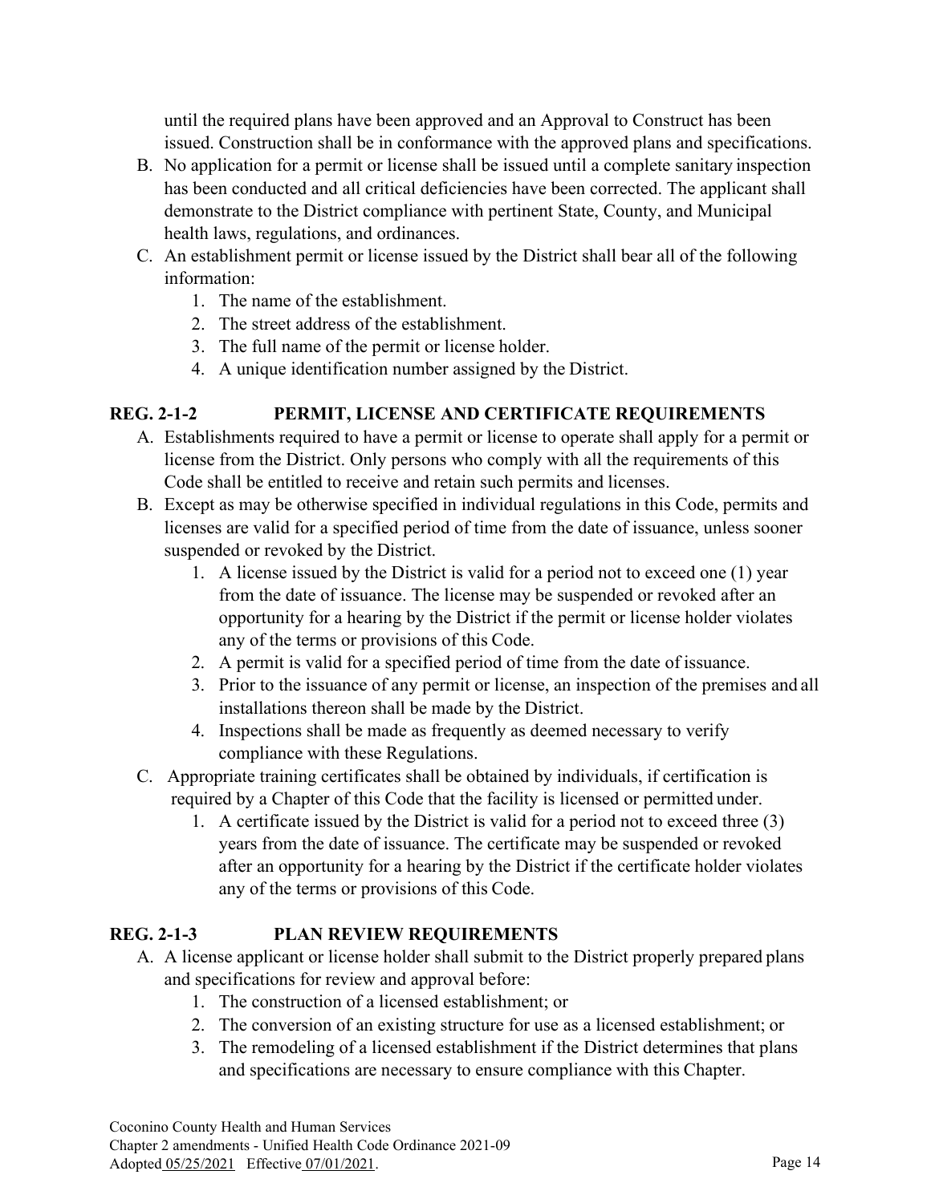until the required plans have been approved and an Approval to Construct has been issued. Construction shall be in conformance with the approved plans and specifications.

B. No application for a permit or license shall be issued until a complete sanitary inspection has been conducted and all critical deficiencies have been corrected. The applicant shall demonstrate to the District compliance with pertinent State, County, and Municipal health laws, regulations, and ordinances.
C. An establishment permit or license issued by the District shall bear all of the following information:
    1. The name of the establishment.
    2. The street address of the establishment.
    3. The full name of the permit or license holder.
    4. A unique identification number assigned by the District.

## REG. 2-1-2 PERMIT, LICENSE AND CERTIFICATE REQUIREMENTS

A. Establishments required to have a permit or license to operate shall apply for a permit or license from the District. Only persons who comply with all the requirements of this Code shall be entitled to receive and retain such permits and licenses.
B. Except as may be otherwise specified in individual regulations in this Code, permits and licenses are valid for a specified period of time from the date of issuance, unless sooner suspended or revoked by the District.
    1. A license issued by the District is valid for a period not to exceed one (1) year from the date of issuance. The license may be suspended or revoked after an opportunity for a hearing by the District if the permit or license holder violates any of the terms or provisions of this Code.
    2. A permit is valid for a specified period of time from the date of issuance.
    3. Prior to the issuance of any permit or license, an inspection of the premises and all installations thereon shall be made by the District.
    4. Inspections shall be made as frequently as deemed necessary to verify compliance with these Regulations.
C. Appropriate training certificates shall be obtained by individuals, if certification is required by a Chapter of this Code that the facility is licensed or permitted under.
    1. A certificate issued by the District is valid for a period not to exceed three (3) years from the date of issuance. The certificate may be suspended or revoked after an opportunity for a hearing by the District if the certificate holder violates any of the terms or provisions of this Code.

## REG. 2-1-3 PLAN REVIEW REQUIREMENTS

A. A license applicant or license holder shall submit to the District properly prepared plans and specifications for review and approval before:
    1. The construction of a licensed establishment; or
    2. The conversion of an existing structure for use as a licensed establishment; or
    3. The remodeling of a licensed establishment if the District determines that plans and specifications are necessary to ensure compliance with this Chapter.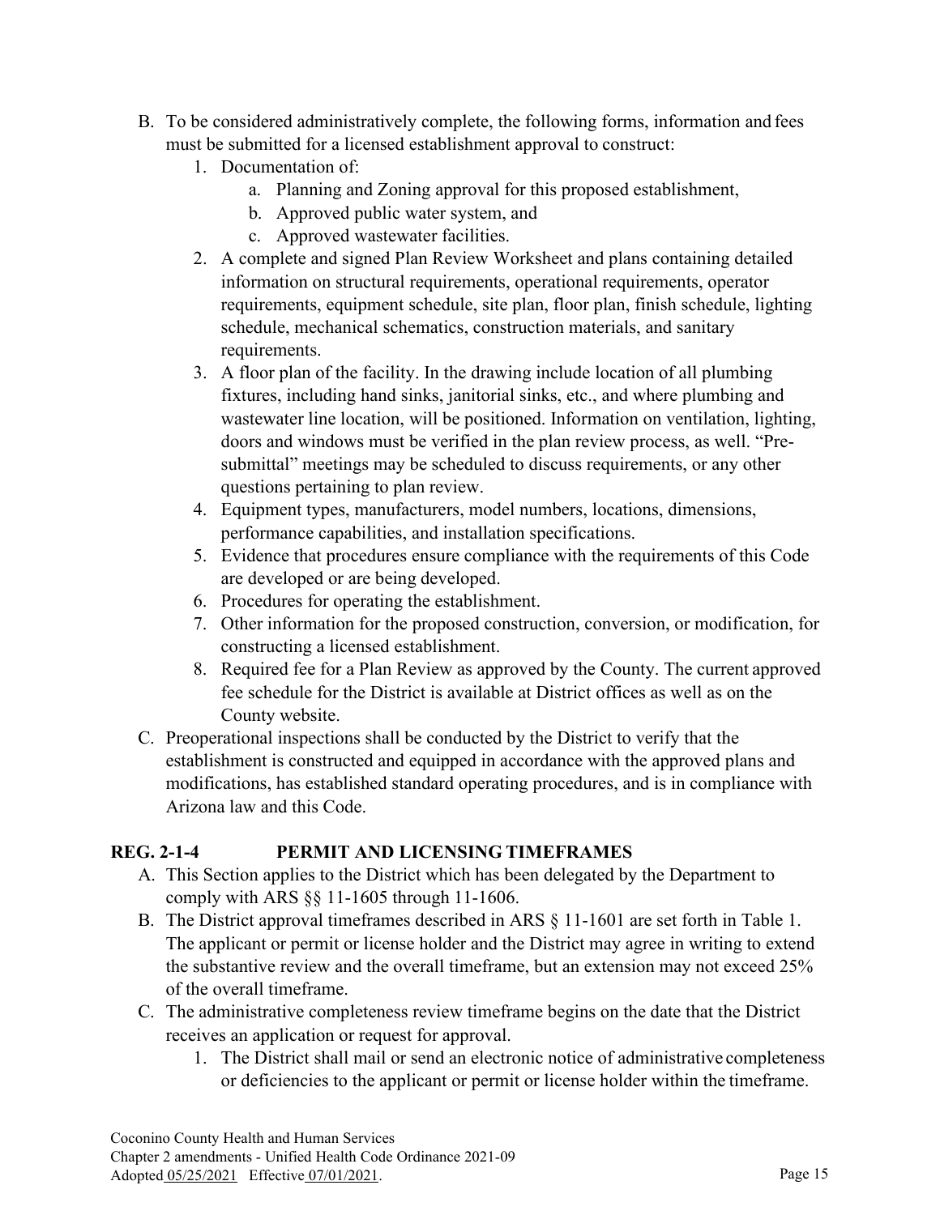B. To be considered administratively complete, the following forms, information and fees must be submitted for a licensed establishment approval to construct:
   1. Documentation of:
      a. Planning and Zoning approval for this proposed establishment,
      b. Approved public water system, and
      c. Approved wastewater facilities.
   2. A complete and signed Plan Review Worksheet and plans containing detailed information on structural requirements, operational requirements, operator requirements, equipment schedule, site plan, floor plan, finish schedule, lighting schedule, mechanical schematics, construction materials, and sanitary requirements.
   3. A floor plan of the facility. In the drawing include location of all plumbing fixtures, including hand sinks, janitorial sinks, etc., and where plumbing and wastewater line location, will be positioned. Information on ventilation, lighting, doors and windows must be verified in the plan review process, as well. "Pre-submittal" meetings may be scheduled to discuss requirements, or any other questions pertaining to plan review.
   4. Equipment types, manufacturers, model numbers, locations, dimensions, performance capabilities, and installation specifications.
   5. Evidence that procedures ensure compliance with the requirements of this Code are developed or are being developed.
   6. Procedures for operating the establishment.
   7. Other information for the proposed construction, conversion, or modification, for constructing a licensed establishment.
   8. Required fee for a Plan Review as approved by the County. The current approved fee schedule for the District is available at District offices as well as on the County website.

C. Preoperational inspections shall be conducted by the District to verify that the establishment is constructed and equipped in accordance with the approved plans and modifications, has established standard operating procedures, and is in compliance with Arizona law and this Code.

## REG. 2-1-4 PERMIT AND LICENSING TIMEFRAMES

A. This Section applies to the District which has been delegated by the Department to comply with ARS §§ 11-1605 through 11-1606.

B. The District approval timeframes described in ARS § 11-1601 are set forth in Table 1. The applicant or permit or license holder and the District may agree in writing to extend the substantive review and the overall timeframe, but an extension may not exceed 25% of the overall timeframe.

C. The administrative completeness review timeframe begins on the date that the District receives an application or request for approval.
   1. The District shall mail or send an electronic notice of administrative completeness or deficiencies to the applicant or permit or license holder within the timeframe.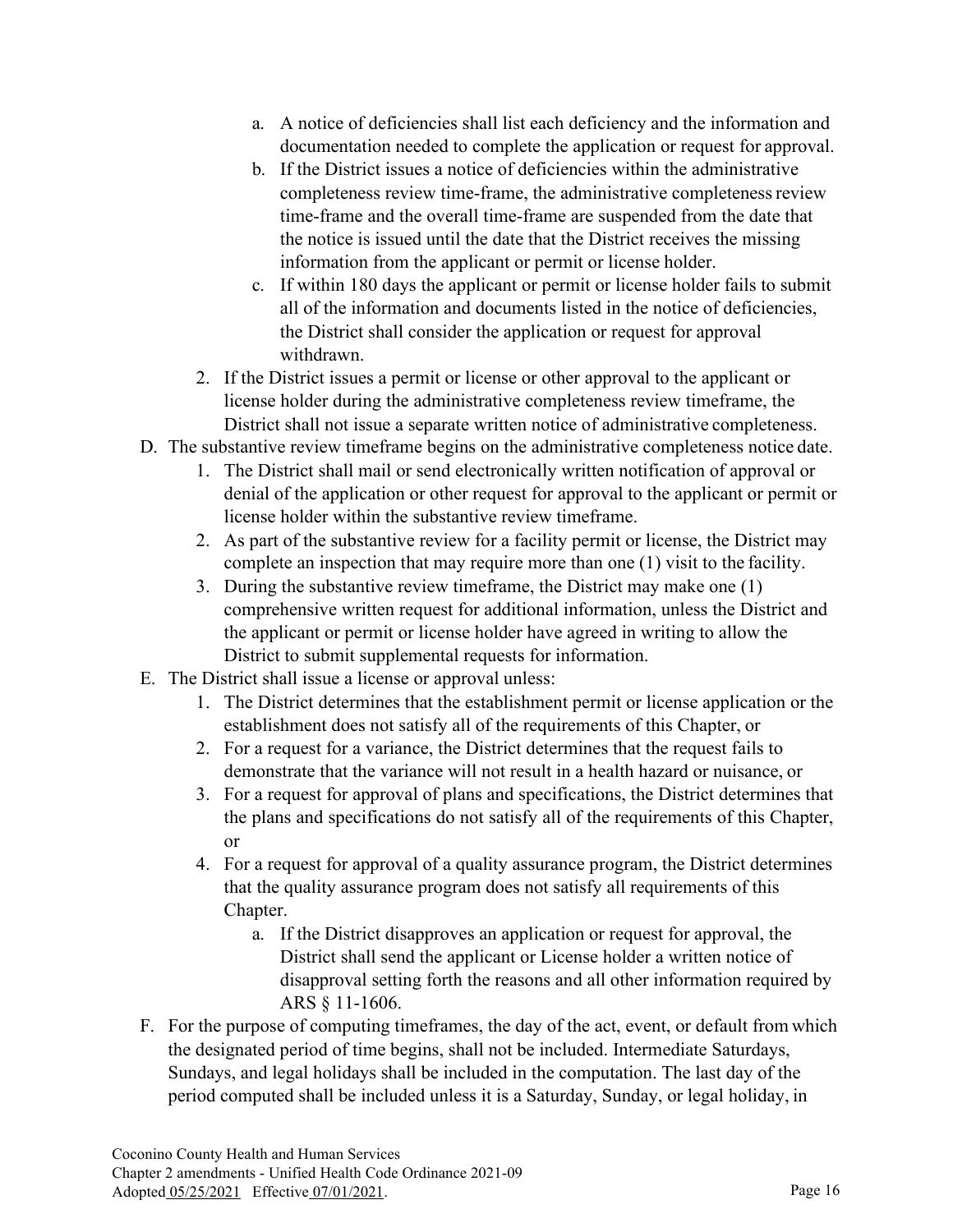a. A notice of deficiencies shall list each deficiency and the information and documentation needed to complete the application or request for approval.
   b. If the District issues a notice of deficiencies within the administrative completeness review time-frame, the administrative completeness review time-frame and the overall time-frame are suspended from the date that the notice is issued until the date that the District receives the missing information from the applicant or permit or license holder.
   c. If within 180 days the applicant or permit or license holder fails to submit all of the information and documents listed in the notice of deficiencies, the District shall consider the application or request for approval withdrawn.

2. If the District issues a permit or license or other approval to the applicant or license holder during the administrative completeness review timeframe, the District shall not issue a separate written notice of administrative completeness.

D. The substantive review timeframe begins on the administrative completeness notice date.

1. The District shall mail or send electronically written notification of approval or denial of the application or other request for approval to the applicant or permit or license holder within the substantive review timeframe.
2. As part of the substantive review for a facility permit or license, the District may complete an inspection that may require more than one (1) visit to the facility.
3. During the substantive review timeframe, the District may make one (1) comprehensive written request for additional information, unless the District and the applicant or permit or license holder have agreed in writing to allow the District to submit supplemental requests for information.

E. The District shall issue a license or approval unless:

1. The District determines that the establishment permit or license application or the establishment does not satisfy all of the requirements of this Chapter, or
2. For a request for a variance, the District determines that the request fails to demonstrate that the variance will not result in a health hazard or nuisance, or
3. For a request for approval of plans and specifications, the District determines that the plans and specifications do not satisfy all of the requirements of this Chapter, or
4. For a request for approval of a quality assurance program, the District determines that the quality assurance program does not satisfy all requirements of this Chapter.
   a. If the District disapproves an application or request for approval, the District shall send the applicant or License holder a written notice of disapproval setting forth the reasons and all other information required by ARS § 11-1606.

F. For the purpose of computing timeframes, the day of the act, event, or default from which the designated period of time begins, shall not be included. Intermediate Saturdays, Sundays, and legal holidays shall be included in the computation. The last day of the period computed shall be included unless it is a Saturday, Sunday, or legal holiday, in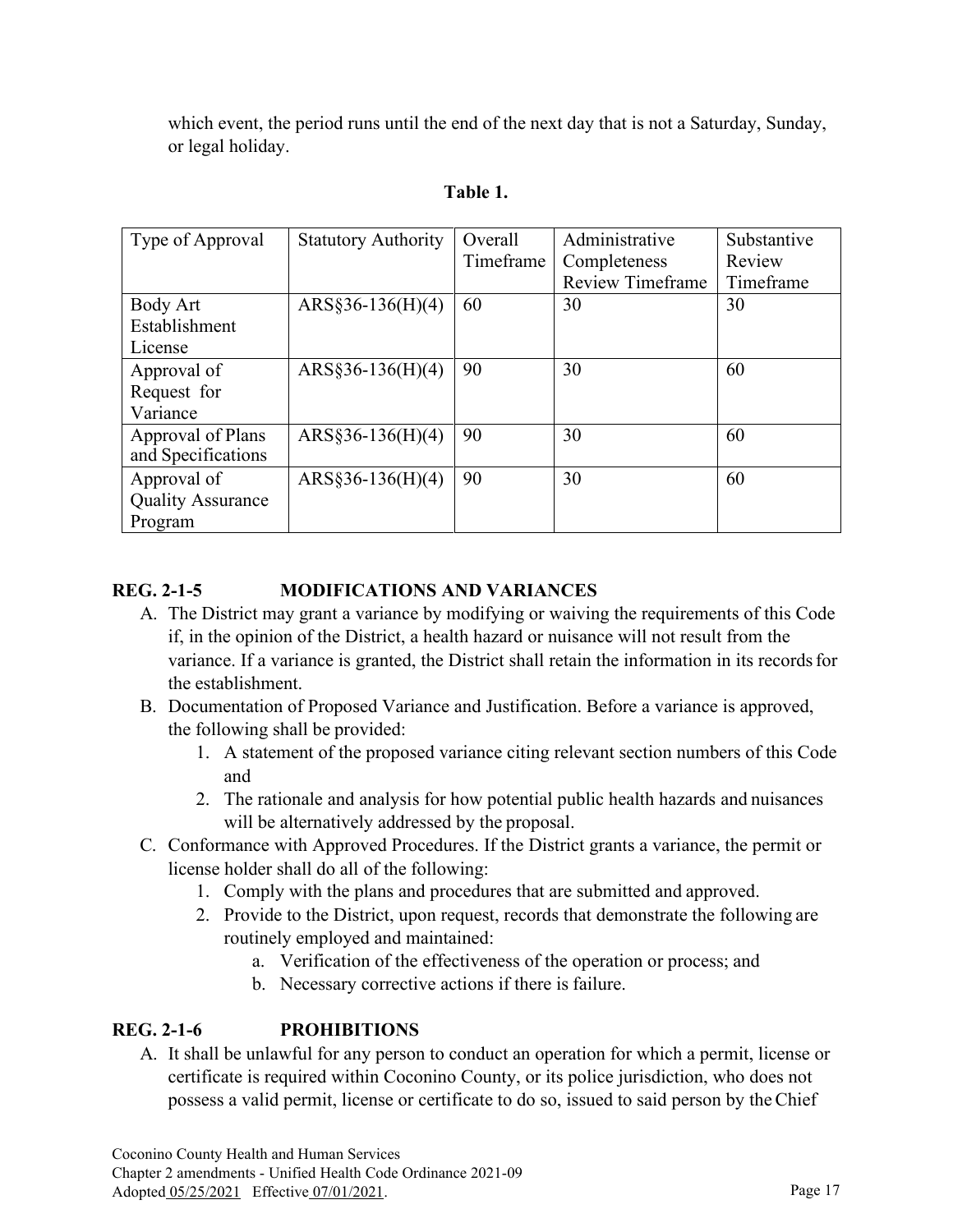which event, the period runs until the end of the next day that is not a Saturday, Sunday, or legal holiday.

**Table 1.**

| Type of Approval | Statutory Authority | Overall Timeframe | Administrative Completeness Review Timeframe | Substantive Review Timeframe |
|---|---|---|---|---|
| Body Art Establishment License | ARS§36-136(H)(4) | 60 | 30 | 30 |
| Approval of Request for Variance | ARS§36-136(H)(4) | 90 | 30 | 60 |
| Approval of Plans and Specifications | ARS§36-136(H)(4) | 90 | 30 | 60 |
| Approval of Quality Assurance Program | ARS§36-136(H)(4) | 90 | 30 | 60 |

## REG. 2-1-5 MODIFICATIONS AND VARIANCES

A. The District may grant a variance by modifying or waiving the requirements of this Code if, in the opinion of the District, a health hazard or nuisance will not result from the variance. If a variance is granted, the District shall retain the information in its records for the establishment.

B. Documentation of Proposed Variance and Justification. Before a variance is approved, the following shall be provided:
   1. A statement of the proposed variance citing relevant section numbers of this Code and
   2. The rationale and analysis for how potential public health hazards and nuisances will be alternatively addressed by the proposal.

C. Conformance with Approved Procedures. If the District grants a variance, the permit or license holder shall do all of the following:
   1. Comply with the plans and procedures that are submitted and approved.
   2. Provide to the District, upon request, records that demonstrate the following are routinely employed and maintained:
      a. Verification of the effectiveness of the operation or process; and
      b. Necessary corrective actions if there is failure.

## REG. 2-1-6 PROHIBITIONS

A. It shall be unlawful for any person to conduct an operation for which a permit, license or certificate is required within Coconino County, or its police jurisdiction, who does not possess a valid permit, license or certificate to do so, issued to said person by the Chief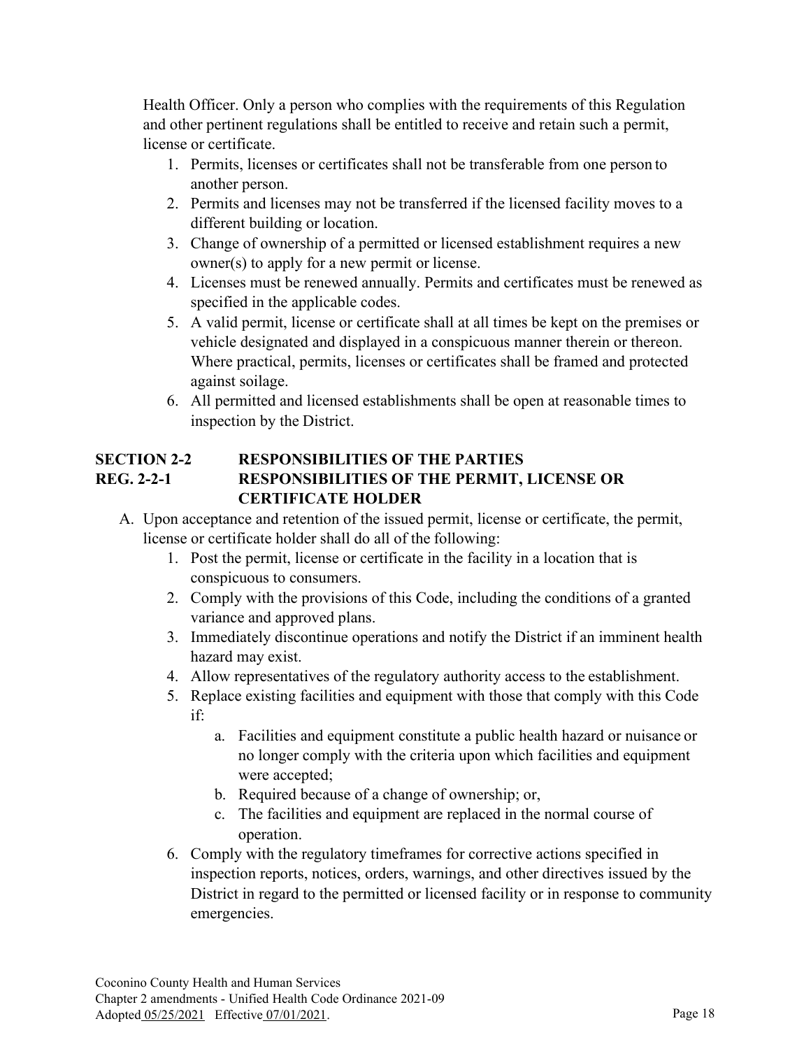Health Officer. Only a person who complies with the requirements of this Regulation and other pertinent regulations shall be entitled to receive and retain such a permit, license or certificate.

1. Permits, licenses or certificates shall not be transferable from one person to another person.
2. Permits and licenses may not be transferred if the licensed facility moves to a different building or location.
3. Change of ownership of a permitted or licensed establishment requires a new owner(s) to apply for a new permit or license.
4. Licenses must be renewed annually. Permits and certificates must be renewed as specified in the applicable codes.
5. A valid permit, license or certificate shall at all times be kept on the premises or vehicle designated and displayed in a conspicuous manner therein or thereon. Where practical, permits, licenses or certificates shall be framed and protected against soilage.
6. All permitted and licensed establishments shall be open at reasonable times to inspection by the District.

## SECTION 2-2 RESPONSIBILITIES OF THE PARTIES

### REG. 2-2-1 RESPONSIBILITIES OF THE PERMIT, LICENSE OR CERTIFICATE HOLDER

A. Upon acceptance and retention of the issued permit, license or certificate, the permit, license or certificate holder shall do all of the following:
   1. Post the permit, license or certificate in the facility in a location that is conspicuous to consumers.
   2. Comply with the provisions of this Code, including the conditions of a granted variance and approved plans.
   3. Immediately discontinue operations and notify the District if an imminent health hazard may exist.
   4. Allow representatives of the regulatory authority access to the establishment.
   5. Replace existing facilities and equipment with those that comply with this Code if:
      a. Facilities and equipment constitute a public health hazard or nuisance or no longer comply with the criteria upon which facilities and equipment were accepted;
      b. Required because of a change of ownership; or,
      c. The facilities and equipment are replaced in the normal course of operation.
   6. Comply with the regulatory timeframes for corrective actions specified in inspection reports, notices, orders, warnings, and other directives issued by the District in regard to the permitted or licensed facility or in response to community emergencies.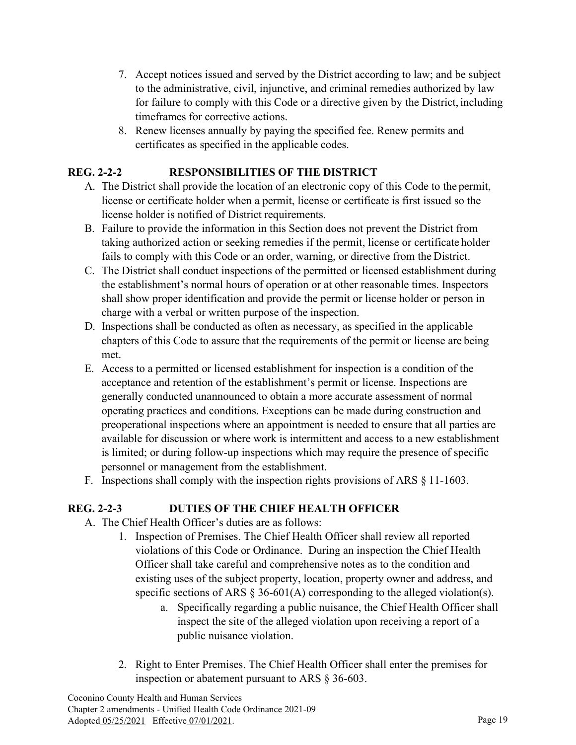7. Accept notices issued and served by the District according to law; and be subject to the administrative, civil, injunctive, and criminal remedies authorized by law for failure to comply with this Code or a directive given by the District, including timeframes for corrective actions.
8. Renew licenses annually by paying the specified fee. Renew permits and certificates as specified in the applicable codes.

## REG. 2-2-2 RESPONSIBILITIES OF THE DISTRICT

A. The District shall provide the location of an electronic copy of this Code to the permit, license or certificate holder when a permit, license or certificate is first issued so the license holder is notified of District requirements.

B. Failure to provide the information in this Section does not prevent the District from taking authorized action or seeking remedies if the permit, license or certificate holder fails to comply with this Code or an order, warning, or directive from the District.

C. The District shall conduct inspections of the permitted or licensed establishment during the establishment's normal hours of operation or at other reasonable times. Inspectors shall show proper identification and provide the permit or license holder or person in charge with a verbal or written purpose of the inspection.

D. Inspections shall be conducted as often as necessary, as specified in the applicable chapters of this Code to assure that the requirements of the permit or license are being met.

E. Access to a permitted or licensed establishment for inspection is a condition of the acceptance and retention of the establishment's permit or license. Inspections are generally conducted unannounced to obtain a more accurate assessment of normal operating practices and conditions. Exceptions can be made during construction and preoperational inspections where an appointment is needed to ensure that all parties are available for discussion or where work is intermittent and access to a new establishment is limited; or during follow-up inspections which may require the presence of specific personnel or management from the establishment.

F. Inspections shall comply with the inspection rights provisions of ARS § 11-1603.

## REG. 2-2-3 DUTIES OF THE CHIEF HEALTH OFFICER

A. The Chief Health Officer's duties are as follows:
   1. Inspection of Premises. The Chief Health Officer shall review all reported violations of this Code or Ordinance. During an inspection the Chief Health Officer shall take careful and comprehensive notes as to the condition and existing uses of the subject property, location, property owner and address, and specific sections of ARS § 36-601(A) corresponding to the alleged violation(s).
      a. Specifically regarding a public nuisance, the Chief Health Officer shall inspect the site of the alleged violation upon receiving a report of a public nuisance violation.
   2. Right to Enter Premises. The Chief Health Officer shall enter the premises for inspection or abatement pursuant to ARS § 36-603.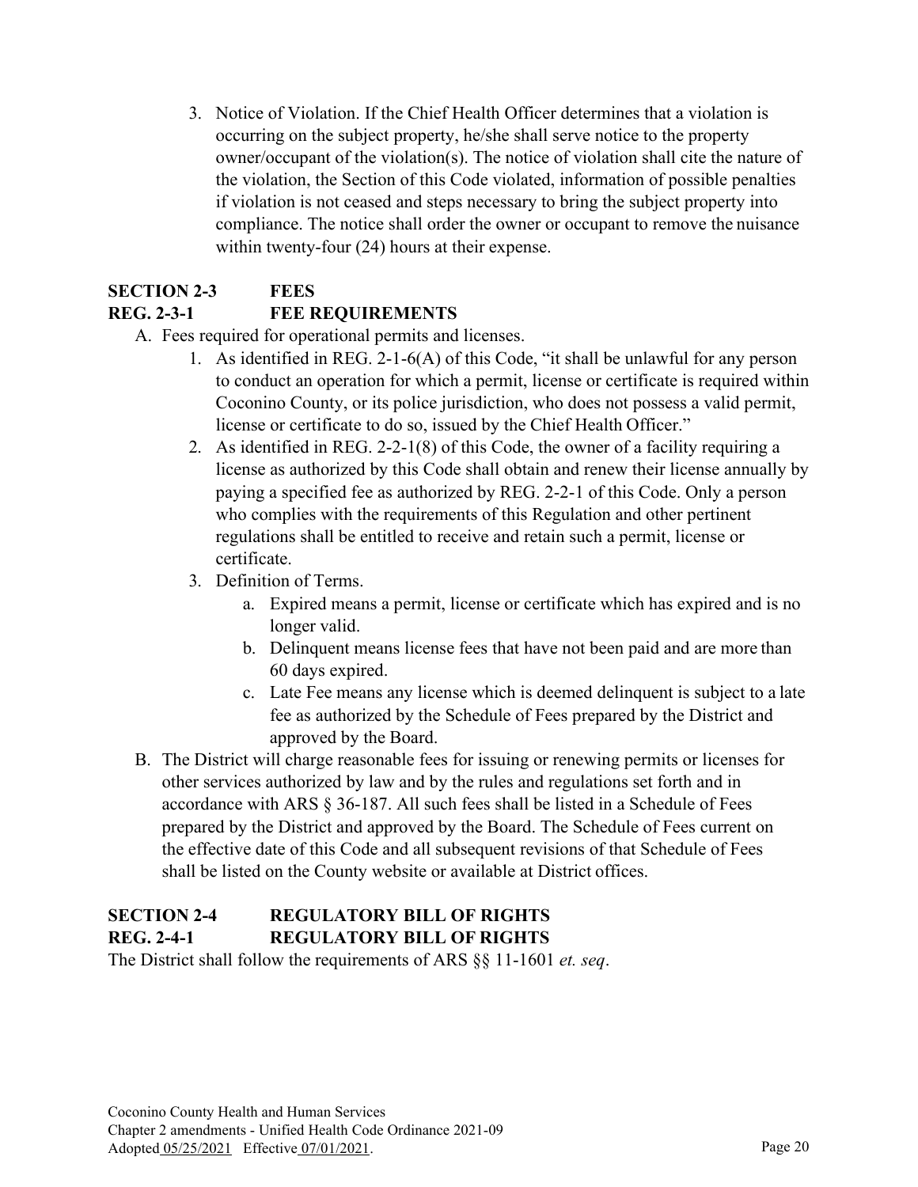3. Notice of Violation. If the Chief Health Officer determines that a violation is occurring on the subject property, he/she shall serve notice to the property owner/occupant of the violation(s). The notice of violation shall cite the nature of the violation, the Section of this Code violated, information of possible penalties if violation is not ceased and steps necessary to bring the subject property into compliance. The notice shall order the owner or occupant to remove the nuisance within twenty-four (24) hours at their expense.

## SECTION 2-3 FEES

### REG. 2-3-1 FEE REQUIREMENTS

A. Fees required for operational permits and licenses.
   1. As identified in REG. 2-1-6(A) of this Code, "it shall be unlawful for any person to conduct an operation for which a permit, license or certificate is required within Coconino County, or its police jurisdiction, who does not possess a valid permit, license or certificate to do so, issued by the Chief Health Officer."
   2. As identified in REG. 2-2-1(8) of this Code, the owner of a facility requiring a license as authorized by this Code shall obtain and renew their license annually by paying a specified fee as authorized by REG. 2-2-1 of this Code. Only a person who complies with the requirements of this Regulation and other pertinent regulations shall be entitled to receive and retain such a permit, license or certificate.
   3. Definition of Terms.
      a. Expired means a permit, license or certificate which has expired and is no longer valid.
      b. Delinquent means license fees that have not been paid and are more than 60 days expired.
      c. Late Fee means any license which is deemed delinquent is subject to a late fee as authorized by the Schedule of Fees prepared by the District and approved by the Board.

B. The District will charge reasonable fees for issuing or renewing permits or licenses for other services authorized by law and by the rules and regulations set forth and in accordance with ARS § 36-187. All such fees shall be listed in a Schedule of Fees prepared by the District and approved by the Board. The Schedule of Fees current on the effective date of this Code and all subsequent revisions of that Schedule of Fees shall be listed on the County website or available at District offices.

## SECTION 2-4 REGULATORY BILL OF RIGHTS

### REG. 2-4-1 REGULATORY BILL OF RIGHTS

The District shall follow the requirements of ARS §§ 11-1601 *et. seq*.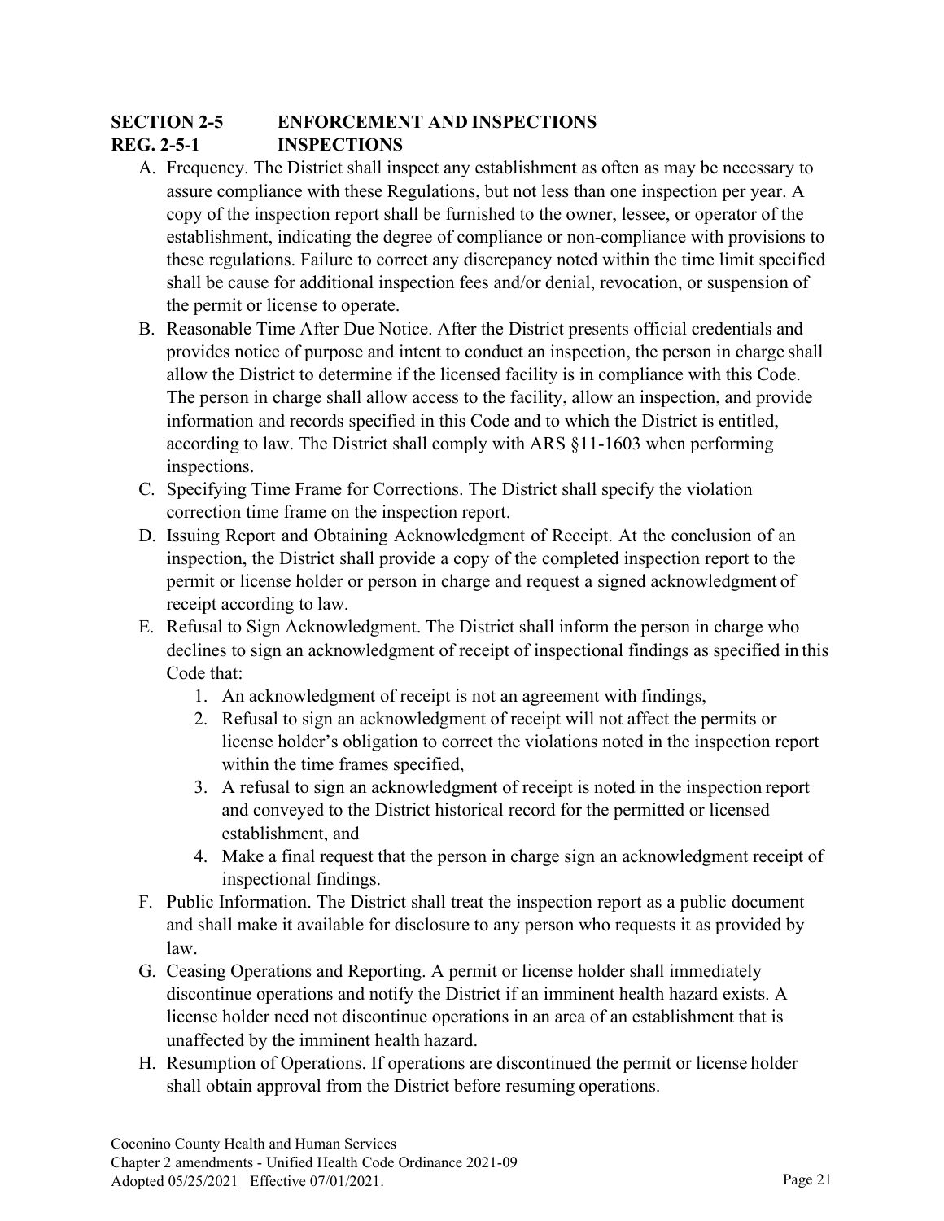## SECTION 2-5 ENFORCEMENT AND INSPECTIONS

### REG. 2-5-1 INSPECTIONS

A. Frequency. The District shall inspect any establishment as often as may be necessary to assure compliance with these Regulations, but not less than one inspection per year. A copy of the inspection report shall be furnished to the owner, lessee, or operator of the establishment, indicating the degree of compliance or non-compliance with provisions to these regulations. Failure to correct any discrepancy noted within the time limit specified shall be cause for additional inspection fees and/or denial, revocation, or suspension of the permit or license to operate.

B. Reasonable Time After Due Notice. After the District presents official credentials and provides notice of purpose and intent to conduct an inspection, the person in charge shall allow the District to determine if the licensed facility is in compliance with this Code. The person in charge shall allow access to the facility, allow an inspection, and provide information and records specified in this Code and to which the District is entitled, according to law. The District shall comply with ARS §11-1603 when performing inspections.

C. Specifying Time Frame for Corrections. The District shall specify the violation correction time frame on the inspection report.

D. Issuing Report and Obtaining Acknowledgment of Receipt. At the conclusion of an inspection, the District shall provide a copy of the completed inspection report to the permit or license holder or person in charge and request a signed acknowledgment of receipt according to law.

E. Refusal to Sign Acknowledgment. The District shall inform the person in charge who declines to sign an acknowledgment of receipt of inspectional findings as specified in this Code that:

   1. An acknowledgment of receipt is not an agreement with findings,
   2. Refusal to sign an acknowledgment of receipt will not affect the permits or license holder's obligation to correct the violations noted in the inspection report within the time frames specified,
   3. A refusal to sign an acknowledgment of receipt is noted in the inspection report and conveyed to the District historical record for the permitted or licensed establishment, and
   4. Make a final request that the person in charge sign an acknowledgment receipt of inspectional findings.

F. Public Information. The District shall treat the inspection report as a public document and shall make it available for disclosure to any person who requests it as provided by law.

G. Ceasing Operations and Reporting. A permit or license holder shall immediately discontinue operations and notify the District if an imminent health hazard exists. A license holder need not discontinue operations in an area of an establishment that is unaffected by the imminent health hazard.

H. Resumption of Operations. If operations are discontinued the permit or license holder shall obtain approval from the District before resuming operations.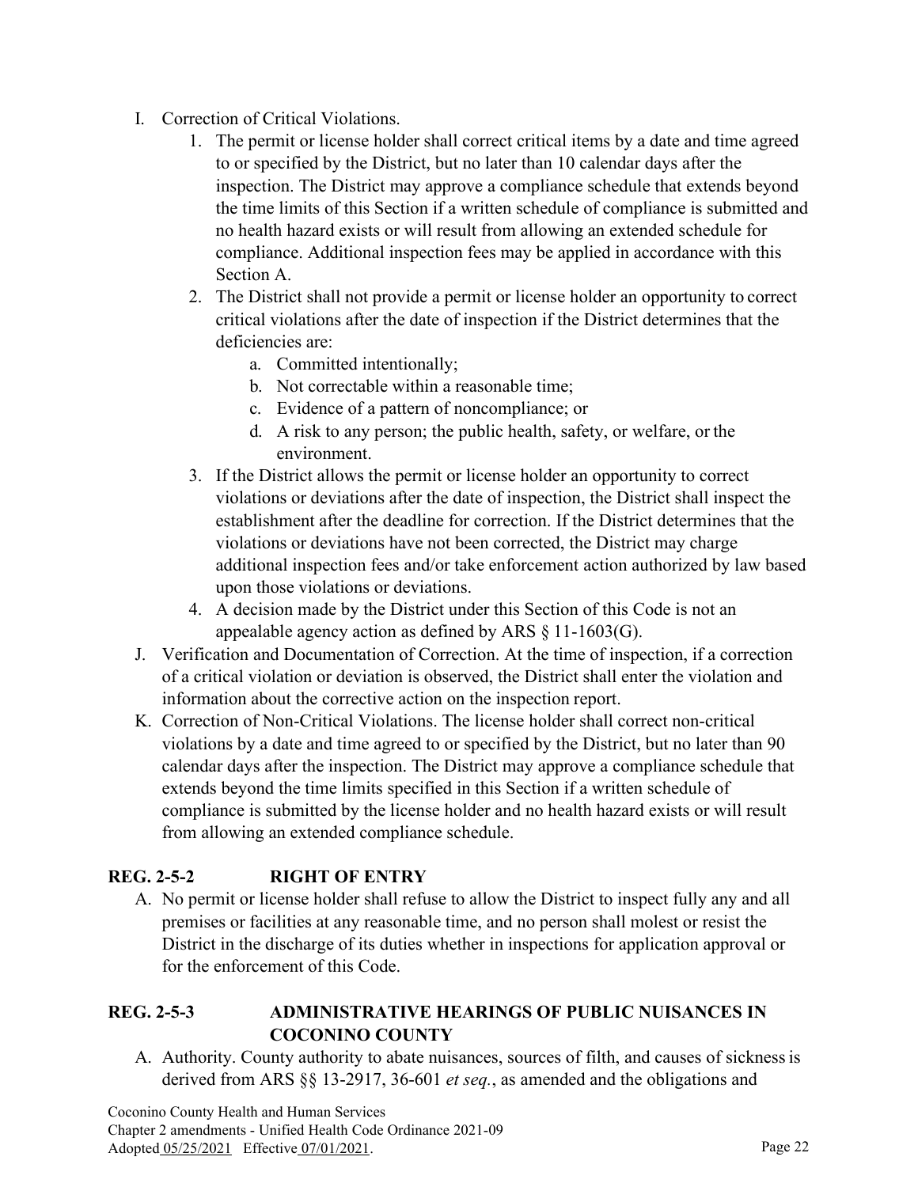I. Correction of Critical Violations.
    1. The permit or license holder shall correct critical items by a date and time agreed to or specified by the District, but no later than 10 calendar days after the inspection. The District may approve a compliance schedule that extends beyond the time limits of this Section if a written schedule of compliance is submitted and no health hazard exists or will result from allowing an extended schedule for compliance. Additional inspection fees may be applied in accordance with this Section A.
    2. The District shall not provide a permit or license holder an opportunity to correct critical violations after the date of inspection if the District determines that the deficiencies are:
        a. Committed intentionally;
        b. Not correctable within a reasonable time;
        c. Evidence of a pattern of noncompliance; or
        d. A risk to any person; the public health, safety, or welfare, or the environment.
    3. If the District allows the permit or license holder an opportunity to correct violations or deviations after the date of inspection, the District shall inspect the establishment after the deadline for correction. If the District determines that the violations or deviations have not been corrected, the District may charge additional inspection fees and/or take enforcement action authorized by law based upon those violations or deviations.
    4. A decision made by the District under this Section of this Code is not an appealable agency action as defined by ARS § 11-1603(G).

J. Verification and Documentation of Correction. At the time of inspection, if a correction of a critical violation or deviation is observed, the District shall enter the violation and information about the corrective action on the inspection report.

K. Correction of Non-Critical Violations. The license holder shall correct non-critical violations by a date and time agreed to or specified by the District, but no later than 90 calendar days after the inspection. The District may approve a compliance schedule that extends beyond the time limits specified in this Section if a written schedule of compliance is submitted by the license holder and no health hazard exists or will result from allowing an extended compliance schedule.

## REG. 2-5-2 RIGHT OF ENTRY

A. No permit or license holder shall refuse to allow the District to inspect fully any and all premises or facilities at any reasonable time, and no person shall molest or resist the District in the discharge of its duties whether in inspections for application approval or for the enforcement of this Code.

## REG. 2-5-3 ADMINISTRATIVE HEARINGS OF PUBLIC NUISANCES IN COCONINO COUNTY

A. Authority. County authority to abate nuisances, sources of filth, and causes of sickness is derived from ARS §§ 13-2917, 36-601 *et seq.*, as amended and the obligations and

Coconino County Health and Human Services
Chapter 2 amendments - Unified Health Code Ordinance 2021-09
Adopted 05/25/2021 Effective 07/01/2021.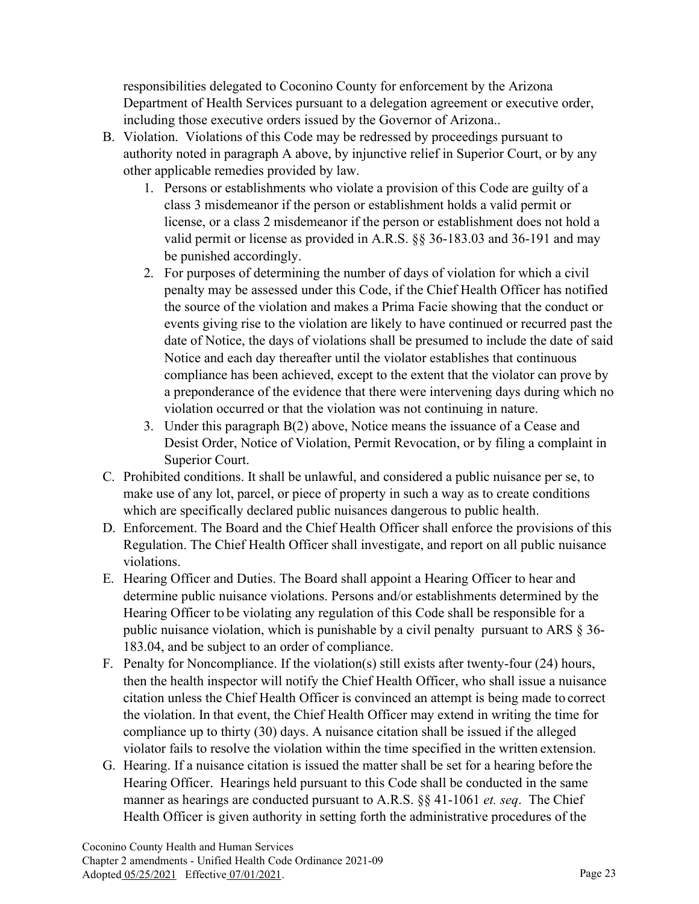responsibilities delegated to Coconino County for enforcement by the Arizona Department of Health Services pursuant to a delegation agreement or executive order, including those executive orders issued by the Governor of Arizona..

B. Violation. Violations of this Code may be redressed by proceedings pursuant to authority noted in paragraph A above, by injunctive relief in Superior Court, or by any other applicable remedies provided by law.
   1. Persons or establishments who violate a provision of this Code are guilty of a class 3 misdemeanor if the person or establishment holds a valid permit or license, or a class 2 misdemeanor if the person or establishment does not hold a valid permit or license as provided in A.R.S. §§ 36-183.03 and 36-191 and may be punished accordingly.
   2. For purposes of determining the number of days of violation for which a civil penalty may be assessed under this Code, if the Chief Health Officer has notified the source of the violation and makes a Prima Facie showing that the conduct or events giving rise to the violation are likely to have continued or recurred past the date of Notice, the days of violations shall be presumed to include the date of said Notice and each day thereafter until the violator establishes that continuous compliance has been achieved, except to the extent that the violator can prove by a preponderance of the evidence that there were intervening days during which no violation occurred or that the violation was not continuing in nature.
   3. Under this paragraph B(2) above, Notice means the issuance of a Cease and Desist Order, Notice of Violation, Permit Revocation, or by filing a complaint in Superior Court.
C. Prohibited conditions. It shall be unlawful, and considered a public nuisance per se, to make use of any lot, parcel, or piece of property in such a way as to create conditions which are specifically declared public nuisances dangerous to public health.
D. Enforcement. The Board and the Chief Health Officer shall enforce the provisions of this Regulation. The Chief Health Officer shall investigate, and report on all public nuisance violations.
E. Hearing Officer and Duties. The Board shall appoint a Hearing Officer to hear and determine public nuisance violations. Persons and/or establishments determined by the Hearing Officer to be violating any regulation of this Code shall be responsible for a public nuisance violation, which is punishable by a civil penalty pursuant to ARS § 36-183.04, and be subject to an order of compliance.
F. Penalty for Noncompliance. If the violation(s) still exists after twenty-four (24) hours, then the health inspector will notify the Chief Health Officer, who shall issue a nuisance citation unless the Chief Health Officer is convinced an attempt is being made to correct the violation. In that event, the Chief Health Officer may extend in writing the time for compliance up to thirty (30) days. A nuisance citation shall be issued if the alleged violator fails to resolve the violation within the time specified in the written extension.
G. Hearing. If a nuisance citation is issued the matter shall be set for a hearing before the Hearing Officer. Hearings held pursuant to this Code shall be conducted in the same manner as hearings are conducted pursuant to A.R.S. §§ 41-1061 *et. seq*. The Chief Health Officer is given authority in setting forth the administrative procedures of the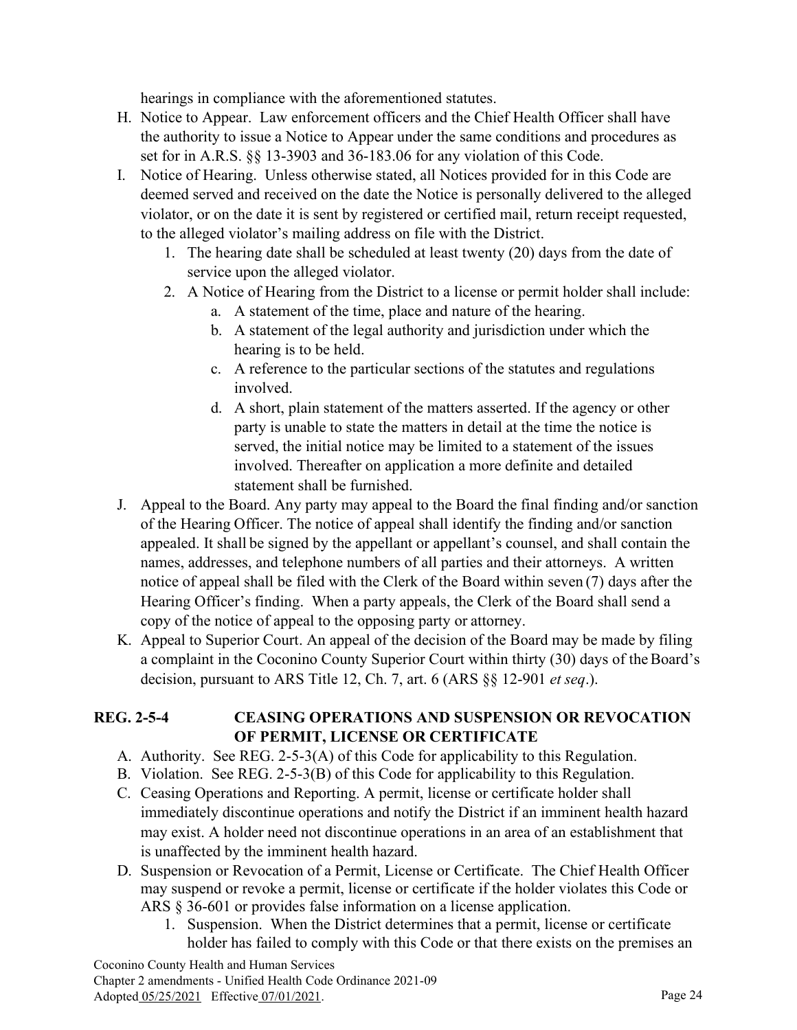hearings in compliance with the aforementioned statutes.

H. Notice to Appear. Law enforcement officers and the Chief Health Officer shall have the authority to issue a Notice to Appear under the same conditions and procedures as set for in A.R.S. §§ 13-3903 and 36-183.06 for any violation of this Code.

I. Notice of Hearing. Unless otherwise stated, all Notices provided for in this Code are deemed served and received on the date the Notice is personally delivered to the alleged violator, or on the date it is sent by registered or certified mail, return receipt requested, to the alleged violator's mailing address on file with the District.
   1. The hearing date shall be scheduled at least twenty (20) days from the date of service upon the alleged violator.
   2. A Notice of Hearing from the District to a license or permit holder shall include:
      a. A statement of the time, place and nature of the hearing.
      b. A statement of the legal authority and jurisdiction under which the hearing is to be held.
      c. A reference to the particular sections of the statutes and regulations involved.
      d. A short, plain statement of the matters asserted. If the agency or other party is unable to state the matters in detail at the time the notice is served, the initial notice may be limited to a statement of the issues involved. Thereafter on application a more definite and detailed statement shall be furnished.

J. Appeal to the Board. Any party may appeal to the Board the final finding and/or sanction of the Hearing Officer. The notice of appeal shall identify the finding and/or sanction appealed. It shall be signed by the appellant or appellant's counsel, and shall contain the names, addresses, and telephone numbers of all parties and their attorneys. A written notice of appeal shall be filed with the Clerk of the Board within seven (7) days after the Hearing Officer's finding. When a party appeals, the Clerk of the Board shall send a copy of the notice of appeal to the opposing party or attorney.

K. Appeal to Superior Court. An appeal of the decision of the Board may be made by filing a complaint in the Coconino County Superior Court within thirty (30) days of the Board's decision, pursuant to ARS Title 12, Ch. 7, art. 6 (ARS §§ 12-901 *et seq*.).

## REG. 2-5-4 CEASING OPERATIONS AND SUSPENSION OR REVOCATION OF PERMIT, LICENSE OR CERTIFICATE

A. Authority. See REG. 2-5-3(A) of this Code for applicability to this Regulation.

B. Violation. See REG. 2-5-3(B) of this Code for applicability to this Regulation.

C. Ceasing Operations and Reporting. A permit, license or certificate holder shall immediately discontinue operations and notify the District if an imminent health hazard may exist. A holder need not discontinue operations in an area of an establishment that is unaffected by the imminent health hazard.

D. Suspension or Revocation of a Permit, License or Certificate. The Chief Health Officer may suspend or revoke a permit, license or certificate if the holder violates this Code or ARS § 36-601 or provides false information on a license application.
   1. Suspension. When the District determines that a permit, license or certificate holder has failed to comply with this Code or that there exists on the premises an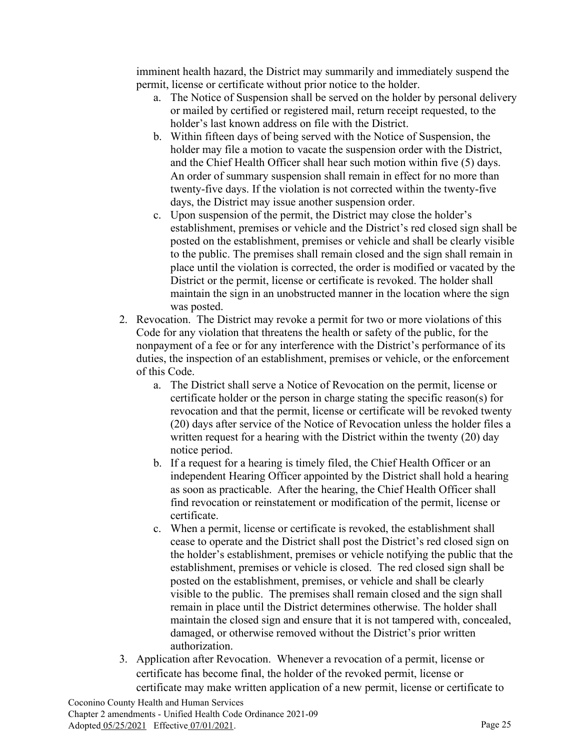imminent health hazard, the District may summarily and immediately suspend the permit, license or certificate without prior notice to the holder.

   a. The Notice of Suspension shall be served on the holder by personal delivery or mailed by certified or registered mail, return receipt requested, to the holder's last known address on file with the District.
   b. Within fifteen days of being served with the Notice of Suspension, the holder may file a motion to vacate the suspension order with the District, and the Chief Health Officer shall hear such motion within five (5) days. An order of summary suspension shall remain in effect for no more than twenty-five days. If the violation is not corrected within the twenty-five days, the District may issue another suspension order.
   c. Upon suspension of the permit, the District may close the holder's establishment, premises or vehicle and the District's red closed sign shall be posted on the establishment, premises or vehicle and shall be clearly visible to the public. The premises shall remain closed and the sign shall remain in place until the violation is corrected, the order is modified or vacated by the District or the permit, license or certificate is revoked. The holder shall maintain the sign in an unobstructed manner in the location where the sign was posted.

2. Revocation. The District may revoke a permit for two or more violations of this Code for any violation that threatens the health or safety of the public, for the nonpayment of a fee or for any interference with the District's performance of its duties, the inspection of an establishment, premises or vehicle, or the enforcement of this Code.
   a. The District shall serve a Notice of Revocation on the permit, license or certificate holder or the person in charge stating the specific reason(s) for revocation and that the permit, license or certificate will be revoked twenty (20) days after service of the Notice of Revocation unless the holder files a written request for a hearing with the District within the twenty (20) day notice period.
   b. If a request for a hearing is timely filed, the Chief Health Officer or an independent Hearing Officer appointed by the District shall hold a hearing as soon as practicable. After the hearing, the Chief Health Officer shall find revocation or reinstatement or modification of the permit, license or certificate.
   c. When a permit, license or certificate is revoked, the establishment shall cease to operate and the District shall post the District's red closed sign on the holder's establishment, premises or vehicle notifying the public that the establishment, premises or vehicle is closed. The red closed sign shall be posted on the establishment, premises, or vehicle and shall be clearly visible to the public. The premises shall remain closed and the sign shall remain in place until the District determines otherwise. The holder shall maintain the closed sign and ensure that it is not tampered with, concealed, damaged, or otherwise removed without the District's prior written authorization.

3. Application after Revocation. Whenever a revocation of a permit, license or certificate has become final, the holder of the revoked permit, license or certificate may make written application of a new permit, license or certificate to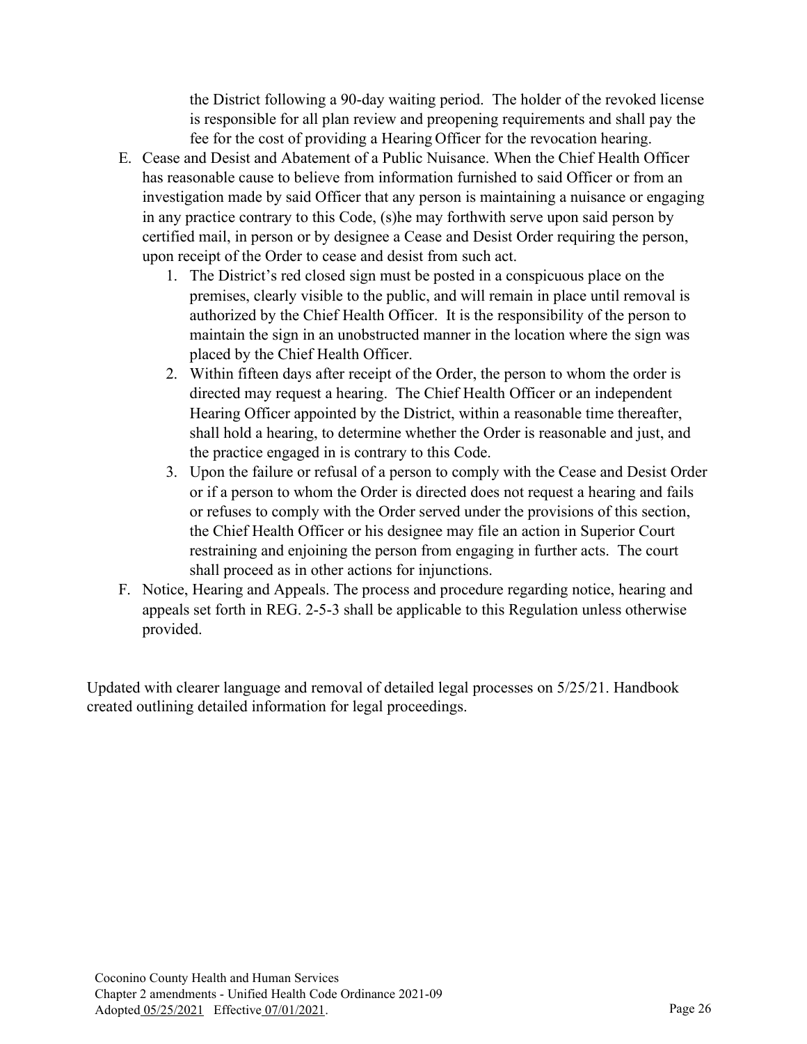the District following a 90-day waiting period. The holder of the revoked license is responsible for all plan review and preopening requirements and shall pay the fee for the cost of providing a Hearing Officer for the revocation hearing.

E. Cease and Desist and Abatement of a Public Nuisance. When the Chief Health Officer has reasonable cause to believe from information furnished to said Officer or from an investigation made by said Officer that any person is maintaining a nuisance or engaging in any practice contrary to this Code, (s)he may forthwith serve upon said person by certified mail, in person or by designee a Cease and Desist Order requiring the person, upon receipt of the Order to cease and desist from such act.
   1. The District's red closed sign must be posted in a conspicuous place on the premises, clearly visible to the public, and will remain in place until removal is authorized by the Chief Health Officer. It is the responsibility of the person to maintain the sign in an unobstructed manner in the location where the sign was placed by the Chief Health Officer.
   2. Within fifteen days after receipt of the Order, the person to whom the order is directed may request a hearing. The Chief Health Officer or an independent Hearing Officer appointed by the District, within a reasonable time thereafter, shall hold a hearing, to determine whether the Order is reasonable and just, and the practice engaged in is contrary to this Code.
   3. Upon the failure or refusal of a person to comply with the Cease and Desist Order or if a person to whom the Order is directed does not request a hearing and fails or refuses to comply with the Order served under the provisions of this section, the Chief Health Officer or his designee may file an action in Superior Court restraining and enjoining the person from engaging in further acts. The court shall proceed as in other actions for injunctions.

F. Notice, Hearing and Appeals. The process and procedure regarding notice, hearing and appeals set forth in REG. 2-5-3 shall be applicable to this Regulation unless otherwise provided.

Updated with clearer language and removal of detailed legal processes on 5/25/21. Handbook created outlining detailed information for legal proceedings.